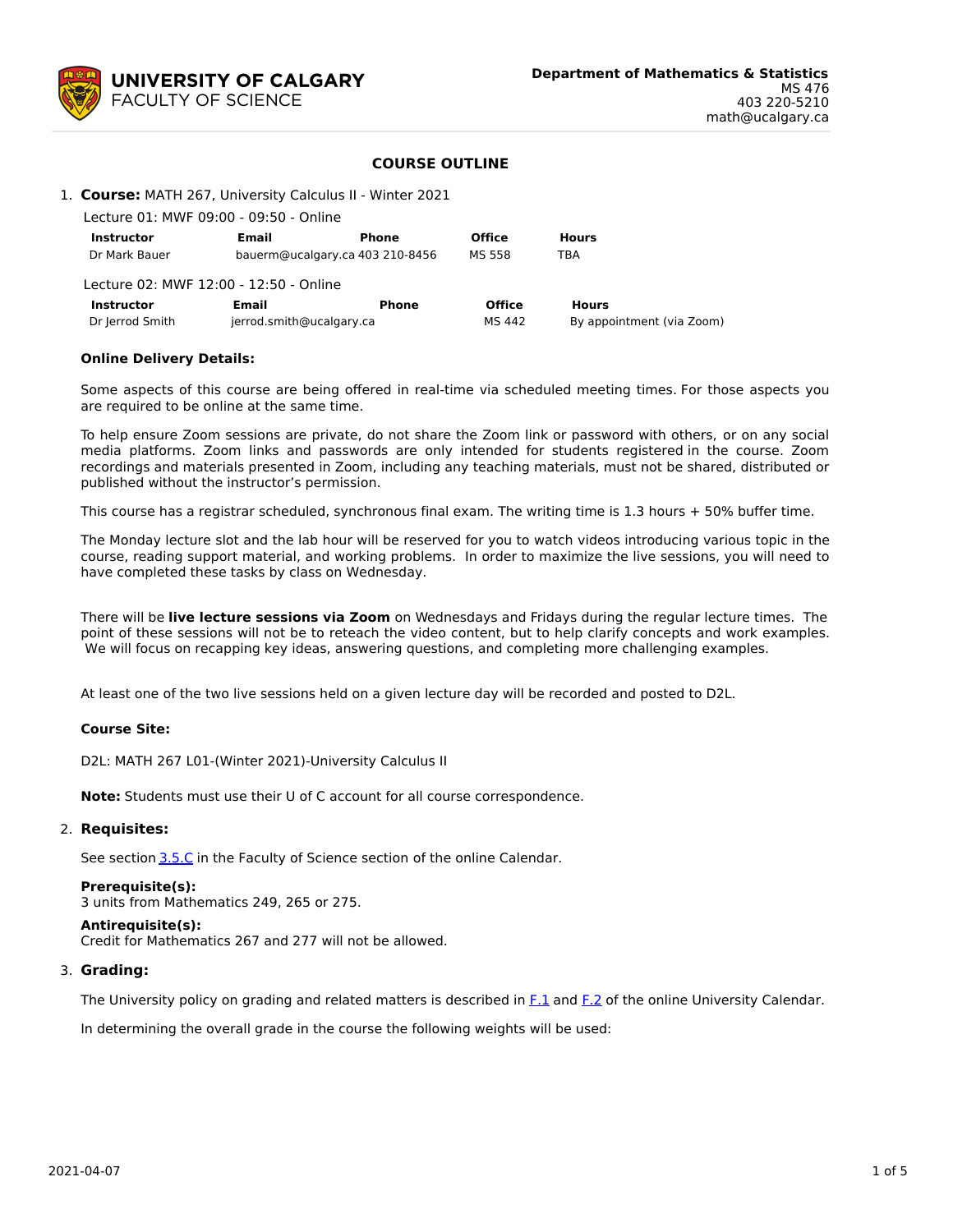**UNIVERSITY OF CALGARY**
FACULTY OF SCIENCE

**Department of Mathematics & Statistics**
MS 476
403 220-5210
math@ucalgary.ca

# COURSE OUTLINE

1. **Course:** MATH 267, University Calculus II - Winter 2021

Lecture 01: MWF 09:00 - 09:50 - Online

| Instructor | Email | Phone | Office | Hours |
|---|---|---|---|---|
| Dr Mark Bauer | bauerm@ucalgary.ca | 403 210-8456 | MS 558 | TBA |

Lecture 02: MWF 12:00 - 12:50 - Online

| Instructor | Email | Phone | Office | Hours |
|---|---|---|---|---|
| Dr Jerrod Smith | jerrod.smith@ucalgary.ca | | MS 442 | By appointment (via Zoom) |

**Online Delivery Details:**

Some aspects of this course are being offered in real-time via scheduled meeting times. For those aspects you are required to be online at the same time.

To help ensure Zoom sessions are private, do not share the Zoom link or password with others, or on any social media platforms. Zoom links and passwords are only intended for students registered in the course. Zoom recordings and materials presented in Zoom, including any teaching materials, must not be shared, distributed or published without the instructor's permission.

This course has a registrar scheduled, synchronous final exam. The writing time is 1.3 hours + 50% buffer time.

The Monday lecture slot and the lab hour will be reserved for you to watch videos introducing various topic in the course, reading support material, and working problems. In order to maximize the live sessions, you will need to have completed these tasks by class on Wednesday.

There will be **live lecture sessions via Zoom** on Wednesdays and Fridays during the regular lecture times. The point of these sessions will not be to reteach the video content, but to help clarify concepts and work examples. We will focus on recapping key ideas, answering questions, and completing more challenging examples.

At least one of the two live sessions held on a given lecture day will be recorded and posted to D2L.

**Course Site:**

D2L: MATH 267 L01-(Winter 2021)-University Calculus II

**Note:** Students must use their U of C account for all course correspondence.

2. **Requisites:**

See section 3.5.C in the Faculty of Science section of the online Calendar.

**Prerequisite(s):**
3 units from Mathematics 249, 265 or 275.

**Antirequisite(s):**
Credit for Mathematics 267 and 277 will not be allowed.

3. **Grading:**

The University policy on grading and related matters is described in F.1 and F.2 of the online University Calendar.

In determining the overall grade in the course the following weights will be used: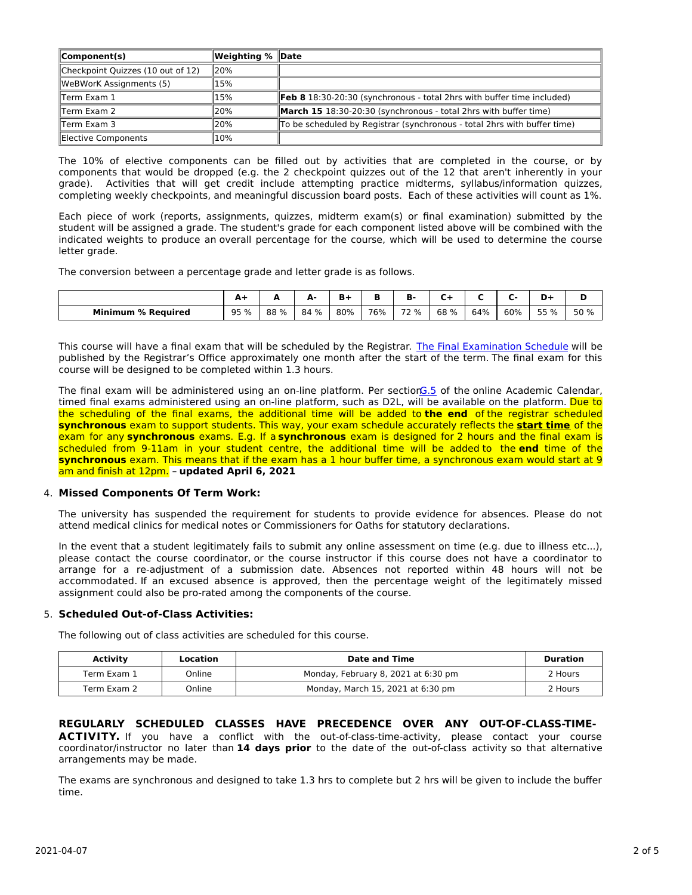| Component(s) | Weighting % | Date |
|---|---|---|
| Checkpoint Quizzes (10 out of 12) | 20% | |
| WeBWorK Assignments (5) | 15% | |
| Term Exam 1 | 15% | **Feb 8** 18:30-20:30 (synchronous - total 2hrs with buffer time included) |
| Term Exam 2 | 20% | **March 15** 18:30-20:30 (synchronous - total 2hrs with buffer time) |
| Term Exam 3 | 20% | To be scheduled by Registrar (synchronous - total 2hrs with buffer time) |
| Elective Components | 10% | |

The 10% of elective components can be filled out by activities that are completed in the course, or by components that would be dropped (e.g. the 2 checkpoint quizzes out of the 12 that aren't inherently in your grade). Activities that will get credit include attempting practice midterms, syllabus/information quizzes, completing weekly checkpoints, and meaningful discussion board posts. Each of these activities will count as 1%.

Each piece of work (reports, assignments, quizzes, midterm exam(s) or final examination) submitted by the student will be assigned a grade. The student's grade for each component listed above will be combined with the indicated weights to produce an overall percentage for the course, which will be used to determine the course letter grade.

The conversion between a percentage grade and letter grade is as follows.

| | A+ | A | A- | B+ | B | B- | C+ | C | C- | D+ | D |
|---|---|---|---|---|---|---|---|---|---|---|---|
| **Minimum % Required** | 95 % | 88 % | 84 % | 80% | 76% | 72 % | 68 % | 64% | 60% | 55 % | 50 % |

This course will have a final exam that will be scheduled by the Registrar. The Final Examination Schedule will be published by the Registrar's Office approximately one month after the start of the term. The final exam for this course will be designed to be completed within 1.3 hours.

The final exam will be administered using an on-line platform. Per section G.5 of the online Academic Calendar, timed final exams administered using an on-line platform, such as D2L, will be available on the platform. Due to the scheduling of the final exams, the additional time will be added to **the end** of the registrar scheduled **synchronous** exam to support students. This way, your exam schedule accurately reflects the **start time** of the exam for any **synchronous** exams. E.g. If a **synchronous** exam is designed for 2 hours and the final exam is scheduled from 9-11am in your student centre, the additional time will be added to the **end** time of the **synchronous** exam. This means that if the exam has a 1 hour buffer time, a synchronous exam would start at 9 am and finish at 12pm. – **updated April 6, 2021**

4. **Missed Components Of Term Work:**

The university has suspended the requirement for students to provide evidence for absences. Please do not attend medical clinics for medical notes or Commissioners for Oaths for statutory declarations.

In the event that a student legitimately fails to submit any online assessment on time (e.g. due to illness etc...), please contact the course coordinator, or the course instructor if this course does not have a coordinator to arrange for a re-adjustment of a submission date. Absences not reported within 48 hours will not be accommodated. If an excused absence is approved, then the percentage weight of the legitimately missed assignment could also be pro-rated among the components of the course.

5. **Scheduled Out-of-Class Activities:**

The following out of class activities are scheduled for this course.

| Activity | Location | Date and Time | Duration |
|---|---|---|---|
| Term Exam 1 | Online | Monday, February 8, 2021 at 6:30 pm | 2 Hours |
| Term Exam 2 | Online | Monday, March 15, 2021 at 6:30 pm | 2 Hours |

**REGULARLY SCHEDULED CLASSES HAVE PRECEDENCE OVER ANY OUT-OF-CLASS-TIME-ACTIVITY.** If you have a conflict with the out-of-class-time-activity, please contact your course coordinator/instructor no later than **14 days prior** to the date of the out-of-class activity so that alternative arrangements may be made.

The exams are synchronous and designed to take 1.3 hrs to complete but 2 hrs will be given to include the buffer time.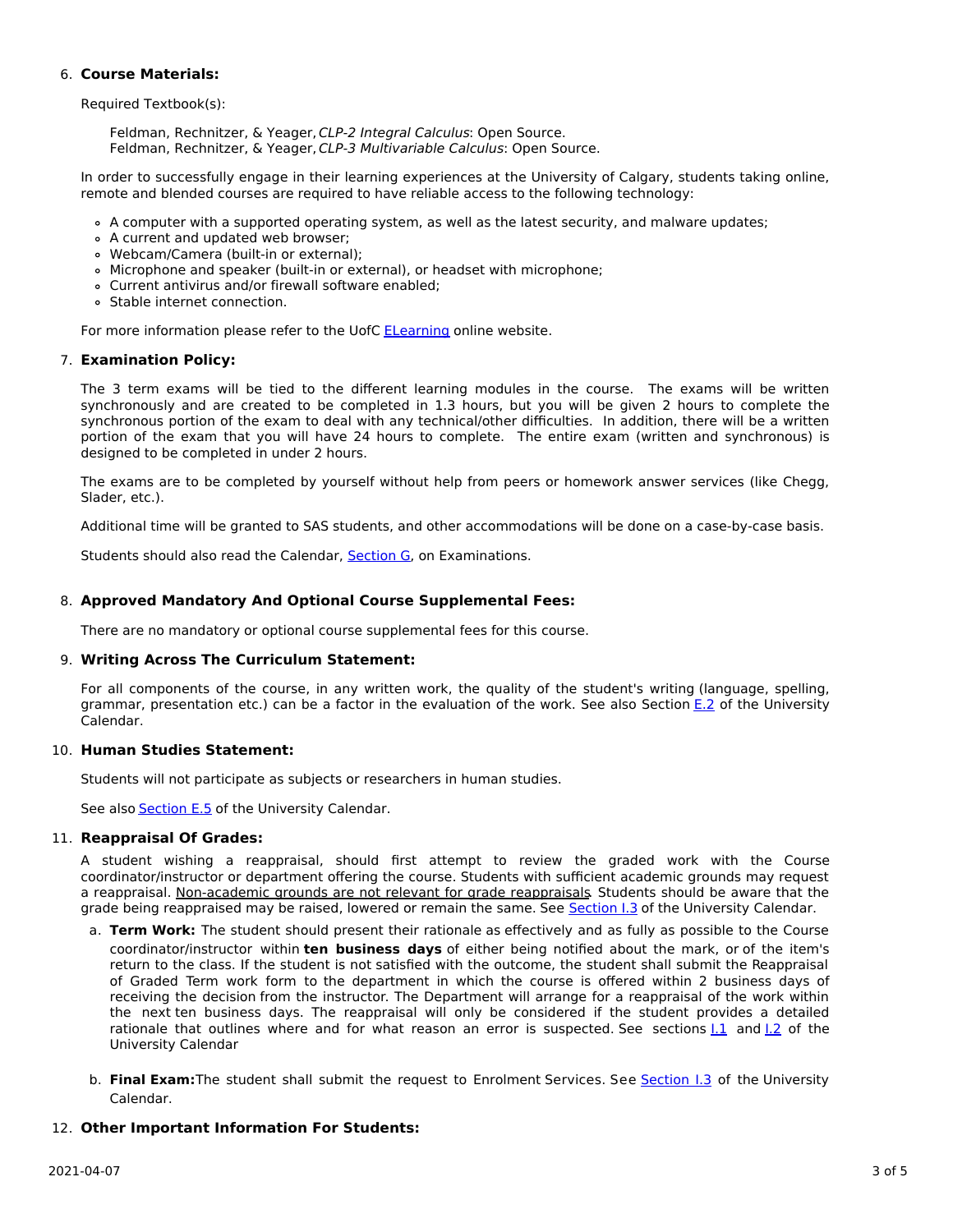6. **Course Materials:**

   Required Textbook(s):

   > Feldman, Rechnitzer, & Yeager, *CLP-2 Integral Calculus*: Open Source.
   > Feldman, Rechnitzer, & Yeager, *CLP-3 Multivariable Calculus*: Open Source.

   In order to successfully engage in their learning experiences at the University of Calgary, students taking online, remote and blended courses are required to have reliable access to the following technology:

   - A computer with a supported operating system, as well as the latest security, and malware updates;
   - A current and updated web browser;
   - Webcam/Camera (built-in or external);
   - Microphone and speaker (built-in or external), or headset with microphone;
   - Current antivirus and/or firewall software enabled;
   - Stable internet connection.

   For more information please refer to the UofC ELearning online website.

7. **Examination Policy:**

   The 3 term exams will be tied to the different learning modules in the course. The exams will be written synchronously and are created to be completed in 1.3 hours, but you will be given 2 hours to complete the synchronous portion of the exam to deal with any technical/other difficulties. In addition, there will be a written portion of the exam that you will have 24 hours to complete. The entire exam (written and synchronous) is designed to be completed in under 2 hours.

   The exams are to be completed by yourself without help from peers or homework answer services (like Chegg, Slader, etc.).

   Additional time will be granted to SAS students, and other accommodations will be done on a case-by-case basis.

   Students should also read the Calendar, Section G, on Examinations.

8. **Approved Mandatory And Optional Course Supplemental Fees:**

   There are no mandatory or optional course supplemental fees for this course.

9. **Writing Across The Curriculum Statement:**

   For all components of the course, in any written work, the quality of the student's writing (language, spelling, grammar, presentation etc.) can be a factor in the evaluation of the work. See also Section E.2 of the University Calendar.

10. **Human Studies Statement:**

    Students will not participate as subjects or researchers in human studies.

    See also Section E.5 of the University Calendar.

11. **Reappraisal Of Grades:**

    A student wishing a reappraisal, should first attempt to review the graded work with the Course coordinator/instructor or department offering the course. Students with sufficient academic grounds may request a reappraisal. <u>Non-academic grounds are not relevant for grade reappraisals</u>. Students should be aware that the grade being reappraised may be raised, lowered or remain the same. See Section I.3 of the University Calendar.

    a. **Term Work:** The student should present their rationale as effectively and as fully as possible to the Course coordinator/instructor within **ten business days** of either being notified about the mark, or of the item's return to the class. If the student is not satisfied with the outcome, the student shall submit the Reappraisal of Graded Term work form to the department in which the course is offered within 2 business days of receiving the decision from the instructor. The Department will arrange for a reappraisal of the work within the next ten business days. The reappraisal will only be considered if the student provides a detailed rationale that outlines where and for what reason an error is suspected. See sections I.1 and I.2 of the University Calendar

    b. **Final Exam:** The student shall submit the request to Enrolment Services. See Section I.3 of the University Calendar.

12. **Other Important Information For Students:**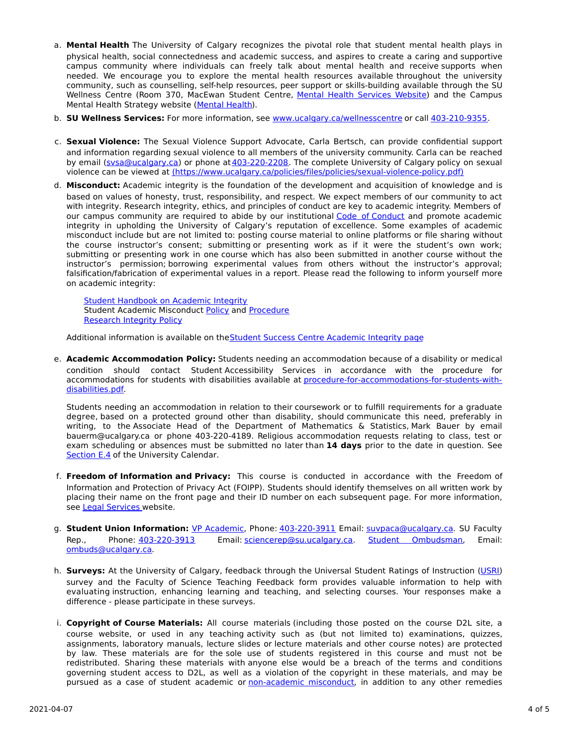a. **Mental Health** The University of Calgary recognizes the pivotal role that student mental health plays in physical health, social connectedness and academic success, and aspires to create a caring and supportive campus community where individuals can freely talk about mental health and receive supports when needed. We encourage you to explore the mental health resources available throughout the university community, such as counselling, self-help resources, peer support or skills-building available through the SU Wellness Centre (Room 370, MacEwan Student Centre, Mental Health Services Website) and the Campus Mental Health Strategy website (Mental Health).

b. **SU Wellness Services:** For more information, see www.ucalgary.ca/wellnesscentre or call 403-210-9355.

c. **Sexual Violence:** The Sexual Violence Support Advocate, Carla Bertsch, can provide confidential support and information regarding sexual violence to all members of the university community. Carla can be reached by email (svsa@ucalgary.ca) or phone at 403-220-2208. The complete University of Calgary policy on sexual violence can be viewed at (https://www.ucalgary.ca/policies/files/policies/sexual-violence-policy.pdf)

d. **Misconduct:** Academic integrity is the foundation of the development and acquisition of knowledge and is based on values of honesty, trust, responsibility, and respect. We expect members of our community to act with integrity. Research integrity, ethics, and principles of conduct are key to academic integrity. Members of our campus community are required to abide by our institutional Code of Conduct and promote academic integrity in upholding the University of Calgary's reputation of excellence. Some examples of academic misconduct include but are not limited to: posting course material to online platforms or file sharing without the course instructor's consent; submitting or presenting work as if it were the student's own work; submitting or presenting work in one course which has also been submitted in another course without the instructor's permission; borrowing experimental values from others without the instructor's approval; falsification/fabrication of experimental values in a report. Please read the following to inform yourself more on academic integrity:

   Student Handbook on Academic Integrity
   Student Academic Misconduct Policy and Procedure
   Research Integrity Policy

   Additional information is available on the Student Success Centre Academic Integrity page

e. **Academic Accommodation Policy:** Students needing an accommodation because of a disability or medical condition should contact Student Accessibility Services in accordance with the procedure for accommodations for students with disabilities available at procedure-for-accommodations-for-students-with-disabilities.pdf.

   Students needing an accommodation in relation to their coursework or to fulfill requirements for a graduate degree, based on a protected ground other than disability, should communicate this need, preferably in writing, to the Associate Head of the Department of Mathematics & Statistics, Mark Bauer by email bauerm@ucalgary.ca or phone 403-220-4189. Religious accommodation requests relating to class, test or exam scheduling or absences must be submitted no later than **14 days** prior to the date in question. See Section E.4 of the University Calendar.

f. **Freedom of Information and Privacy:** This course is conducted in accordance with the Freedom of Information and Protection of Privacy Act (FOIPP). Students should identify themselves on all written work by placing their name on the front page and their ID number on each subsequent page. For more information, see Legal Services website.

g. **Student Union Information:** VP Academic, Phone: 403-220-3911 Email: suvpaca@ucalgary.ca. SU Faculty Rep., Phone: 403-220-3913 Email: sciencerep@su.ucalgary.ca. Student Ombudsman, Email: ombuds@ucalgary.ca.

h. **Surveys:** At the University of Calgary, feedback through the Universal Student Ratings of Instruction (USRI) survey and the Faculty of Science Teaching Feedback form provides valuable information to help with evaluating instruction, enhancing learning and teaching, and selecting courses. Your responses make a difference - please participate in these surveys.

i. **Copyright of Course Materials:** All course materials (including those posted on the course D2L site, a course website, or used in any teaching activity such as (but not limited to) examinations, quizzes, assignments, laboratory manuals, lecture slides or lecture materials and other course notes) are protected by law. These materials are for the sole use of students registered in this course and must not be redistributed. Sharing these materials with anyone else would be a breach of the terms and conditions governing student access to D2L, as well as a violation of the copyright in these materials, and may be pursued as a case of student academic or non-academic misconduct, in addition to any other remedies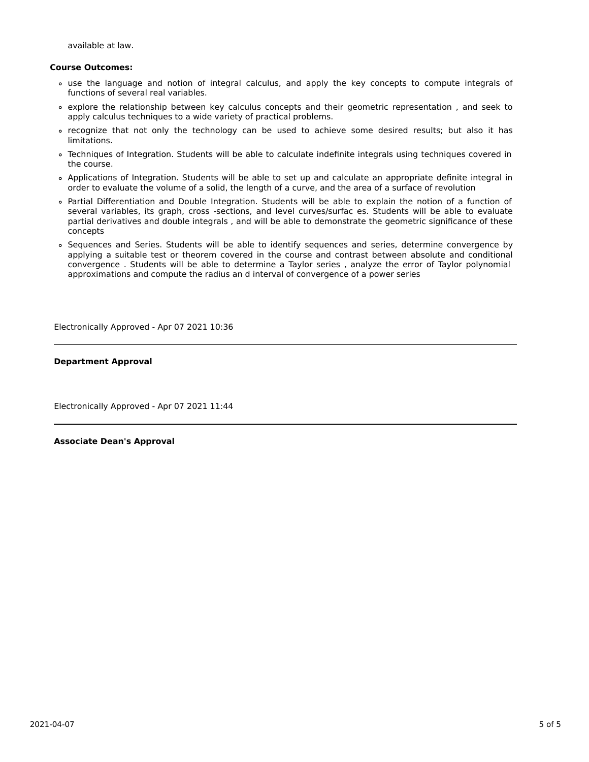available at law.

**Course Outcomes:**

- use the language and notion of integral calculus, and apply the key concepts to compute integrals of functions of several real variables.
- explore the relationship between key calculus concepts and their geometric representation , and seek to apply calculus techniques to a wide variety of practical problems.
- recognize that not only the technology can be used to achieve some desired results; but also it has limitations.
- Techniques of Integration. Students will be able to calculate indefinite integrals using techniques covered in the course.
- Applications of Integration. Students will be able to set up and calculate an appropriate definite integral in order to evaluate the volume of a solid, the length of a curve, and the area of a surface of revolution
- Partial Differentiation and Double Integration. Students will be able to explain the notion of a function of several variables, its graph, cross -sections, and level curves/surfac es. Students will be able to evaluate partial derivatives and double integrals , and will be able to demonstrate the geometric significance of these concepts
- Sequences and Series. Students will be able to identify sequences and series, determine convergence by applying a suitable test or theorem covered in the course and contrast between absolute and conditional convergence . Students will be able to determine a Taylor series , analyze the error of Taylor polynomial approximations and compute the radius an d interval of convergence of a power series

Electronically Approved - Apr 07 2021 10:36

---

**Department Approval**

Electronically Approved - Apr 07 2021 11:44

---

**Associate Dean's Approval**